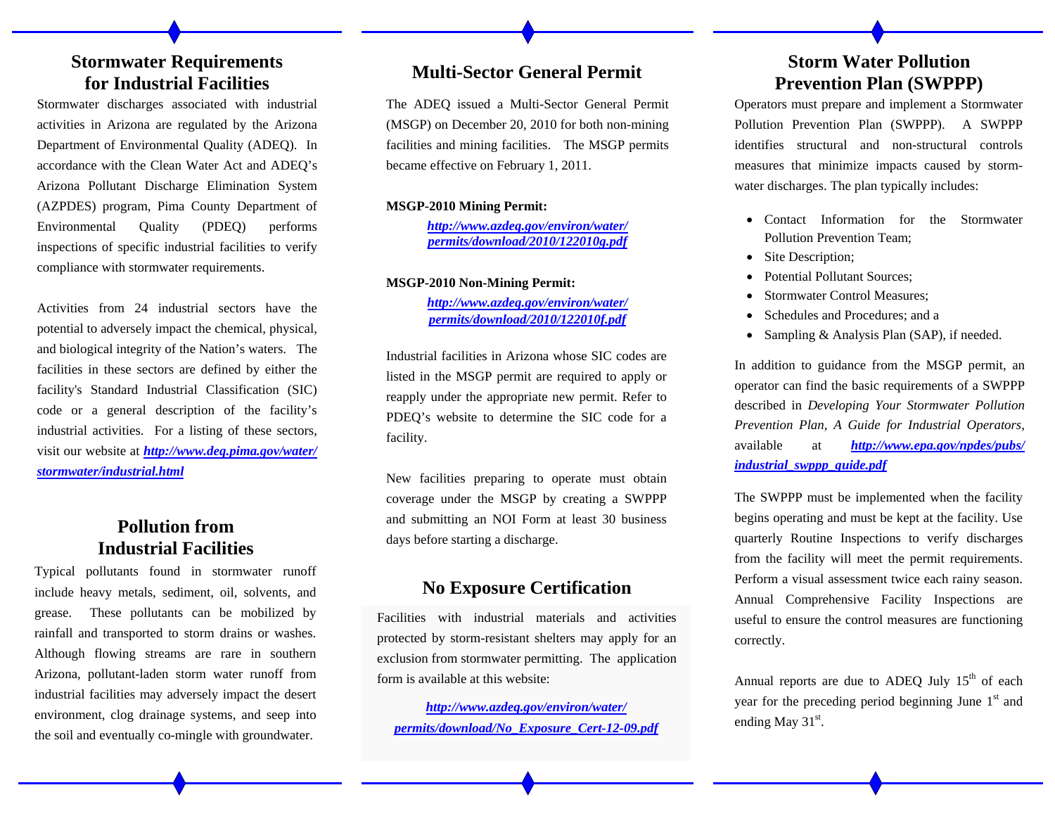## Stormwater Requirements for Industrial Facilities

Stormwater discharges associated with industrial activities in Arizona are regulated by the Arizona Department of Environmental Quality (ADEQ). In accordance with the Clean Water Act and ADEQ's Arizona Pollutant Discharge Elimination System (AZPDES) program, Pima County Department of Environmental Quality (PDEQ) performs inspections of specific industrial facilities to verify compliance with stormwater requirements.

Activities from 24 industrial sectors have the potential to adversely impact the chemical, physical, and biological integrity of the Nation's waters. The facilities in these sectors are defined by either the facility's Standard Industrial Classification (SIC) code or a general description of the facility's industrial activities. For a listing of these sectors, visit our website at ***http://www.deq.pima.gov/water/stormwater/industrial.html***

## Pollution from Industrial Facilities

Typical pollutants found in stormwater runoff include heavy metals, sediment, oil, solvents, and grease. These pollutants can be mobilized by rainfall and transported to storm drains or washes. Although flowing streams are rare in southern Arizona, pollutant-laden storm water runoff from industrial facilities may adversely impact the desert environment, clog drainage systems, and seep into the soil and eventually co-mingle with groundwater.

## Multi-Sector General Permit

The ADEQ issued a Multi-Sector General Permit (MSGP) on December 20, 2010 for both non-mining facilities and mining facilities. The MSGP permits became effective on February 1, 2011.

**MSGP-2010 Mining Permit:**

***http://www.azdeq.gov/environ/water/permits/download/2010/122010g.pdf***

**MSGP-2010 Non-Mining Permit:**

***http://www.azdeq.gov/environ/water/permits/download/2010/122010f.pdf***

Industrial facilities in Arizona whose SIC codes are listed in the MSGP permit are required to apply or reapply under the appropriate new permit. Refer to PDEQ's website to determine the SIC code for a facility.

New facilities preparing to operate must obtain coverage under the MSGP by creating a SWPPP and submitting an NOI Form at least 30 business days before starting a discharge.

## No Exposure Certification

Facilities with industrial materials and activities protected by storm-resistant shelters may apply for an exclusion from stormwater permitting. The application form is available at this website:

***http://www.azdeq.gov/environ/water/permits/download/No_Exposure_Cert-12-09.pdf***

## Storm Water Pollution Prevention Plan (SWPPP)

Operators must prepare and implement a Stormwater Pollution Prevention Plan (SWPPP). A SWPPP identifies structural and non-structural controls measures that minimize impacts caused by storm-water discharges. The plan typically includes:

- Contact Information for the Stormwater Pollution Prevention Team;
- Site Description;
- Potential Pollutant Sources;
- Stormwater Control Measures;
- Schedules and Procedures; and a
- Sampling & Analysis Plan (SAP), if needed.

In addition to guidance from the MSGP permit, an operator can find the basic requirements of a SWPPP described in *Developing Your Stormwater Pollution Prevention Plan, A Guide for Industrial Operators,* available at ***http://www.epa.gov/npdes/pubs/industrial_swppp_guide.pdf***

The SWPPP must be implemented when the facility begins operating and must be kept at the facility. Use quarterly Routine Inspections to verify discharges from the facility will meet the permit requirements. Perform a visual assessment twice each rainy season. Annual Comprehensive Facility Inspections are useful to ensure the control measures are functioning correctly.

Annual reports are due to ADEQ July 15th of each year for the preceding period beginning June 1st and ending May 31st.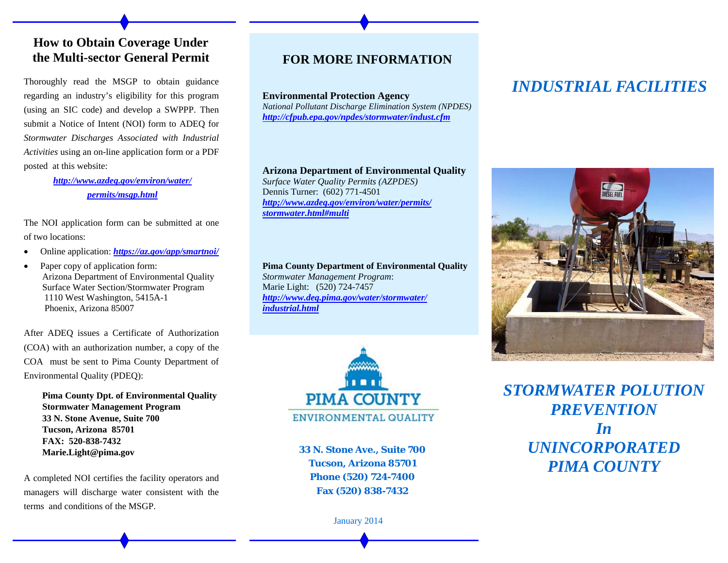## How to Obtain Coverage Under the Multi-sector General Permit

Thoroughly read the MSGP to obtain guidance regarding an industry's eligibility for this program (using an SIC code) and develop a SWPPP. Then submit a Notice of Intent (NOI) form to ADEQ for *Stormwater Discharges Associated with Industrial Activities* using an on-line application form or a PDF posted at this website:

***http://www.azdeq.gov/environ/water/permits/msgp.html***

The NOI application form can be submitted at one of two locations:

- Online application: ***https://az.gov/app/smartnoi/***
- Paper copy of application form:
  Arizona Department of Environmental Quality
  Surface Water Section/Stormwater Program
  1110 West Washington, 5415A-1
  Phoenix, Arizona 85007

After ADEQ issues a Certificate of Authorization (COA) with an authorization number, a copy of the COA must be sent to Pima County Department of Environmental Quality (PDEQ):

**Pima County Dpt. of Environmental Quality**
**Stormwater Management Program**
**33 N. Stone Avenue, Suite 700**
**Tucson, Arizona 85701**
**FAX: 520-838-7432**
**Marie.Light@pima.gov**

A completed NOI certifies the facility operators and managers will discharge water consistent with the terms and conditions of the MSGP.

## FOR MORE INFORMATION

**Environmental Protection Agency**
*National Pollutant Discharge Elimination System (NPDES)*
***http://cfpub.epa.gov/npdes/stormwater/indust.cfm***

**Arizona Department of Environmental Quality**
*Surface Water Quality Permits (AZPDES)*
Dennis Turner: (602) 771-4501
***http;//www.azdeq.gov/environ/water/permits/stormwater.html#multi***

**Pima County Department of Environmental Quality**
*Stormwater Management Program*:
Marie Light: (520) 724-7457
***http://www.deq.pima.gov/water/stormwater/industrial.html***

PIMA COUNTY
ENVIRONMENTAL QUALITY

**33 N. Stone Ave., Suite 700**
**Tucson, Arizona 85701**
**Phone (520) 724-7400**
**Fax (520) 838-7432**

January 2014

# *INDUSTRIAL FACILITIES*

# *STORMWATER POLUTION PREVENTION In UNINCORPORATED PIMA COUNTY*